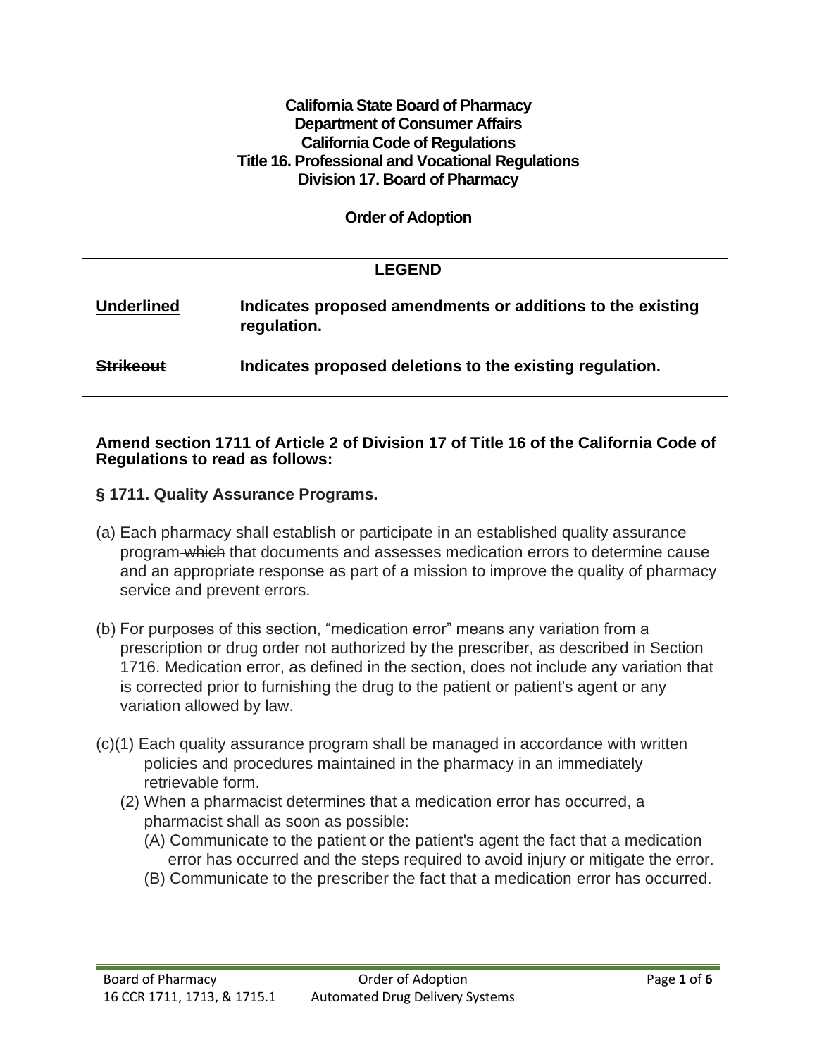**California State Board of Pharmacy**
**Department of Consumer Affairs**
**California Code of Regulations**
**Title 16. Professional and Vocational Regulations**
**Division 17. Board of Pharmacy**

**Order of Adoption**

| LEGEND | |
|---|---|
| <u>Underlined</u> | Indicates proposed amendments or additions to the existing regulation. |
| ~~Strikeout~~ | Indicates proposed deletions to the existing regulation. |

**Amend section 1711 of Article 2 of Division 17 of Title 16 of the California Code of Regulations to read as follows:**

### § 1711. Quality Assurance Programs.

(a) Each pharmacy shall establish or participate in an established quality assurance program ~~which~~ <u>that</u> documents and assesses medication errors to determine cause and an appropriate response as part of a mission to improve the quality of pharmacy service and prevent errors.

(b) For purposes of this section, "medication error" means any variation from a prescription or drug order not authorized by the prescriber, as described in Section 1716. Medication error, as defined in the section, does not include any variation that is corrected prior to furnishing the drug to the patient or patient's agent or any variation allowed by law.

(c)(1) Each quality assurance program shall be managed in accordance with written policies and procedures maintained in the pharmacy in an immediately retrievable form.

(2) When a pharmacist determines that a medication error has occurred, a pharmacist shall as soon as possible:

(A) Communicate to the patient or the patient's agent the fact that a medication error has occurred and the steps required to avoid injury or mitigate the error.

(B) Communicate to the prescriber the fact that a medication error has occurred.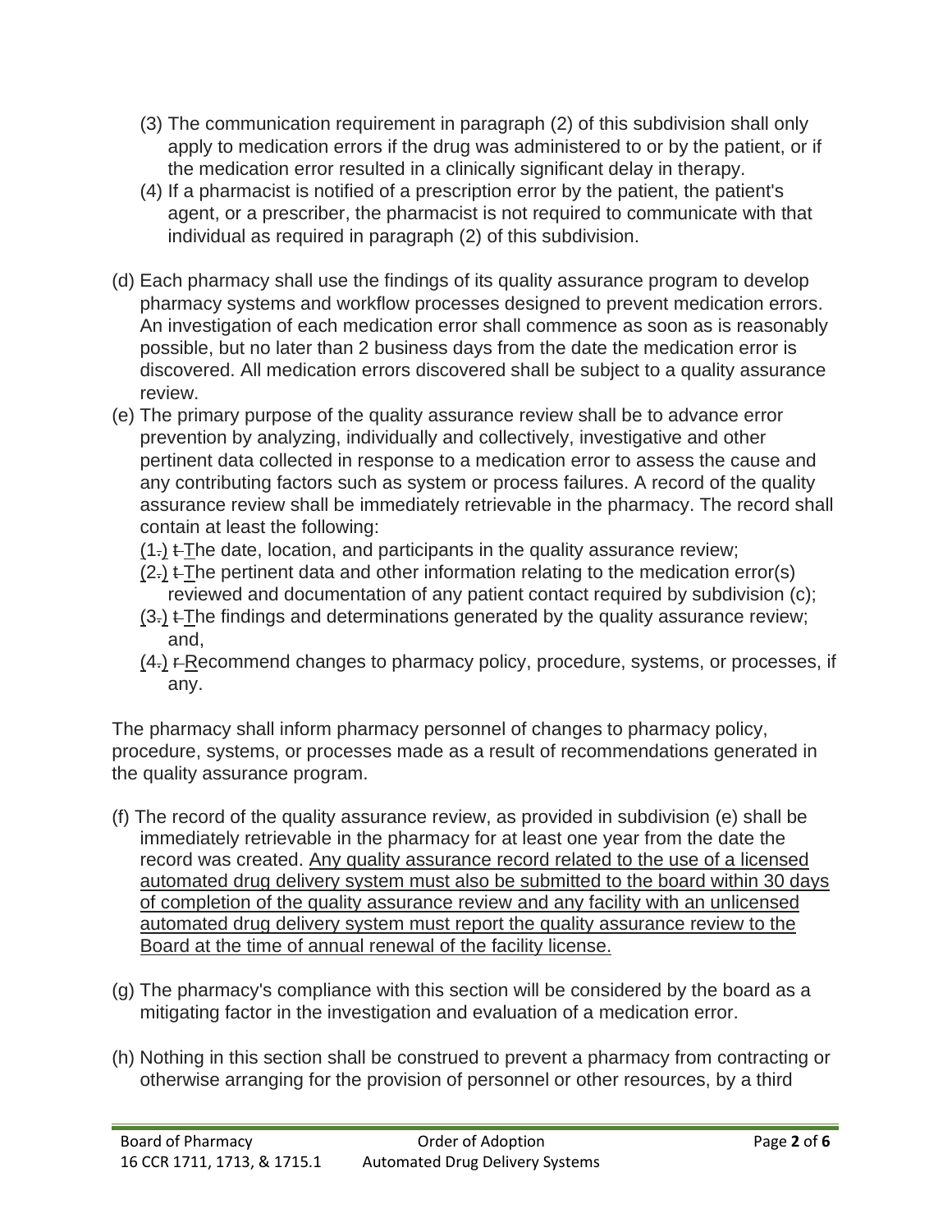(3) The communication requirement in paragraph (2) of this subdivision shall only apply to medication errors if the drug was administered to or by the patient, or if the medication error resulted in a clinically significant delay in therapy.

(4) If a pharmacist is notified of a prescription error by the patient, the patient's agent, or a prescriber, the pharmacist is not required to communicate with that individual as required in paragraph (2) of this subdivision.

(d) Each pharmacy shall use the findings of its quality assurance program to develop pharmacy systems and workflow processes designed to prevent medication errors. An investigation of each medication error shall commence as soon as is reasonably possible, but no later than 2 business days from the date the medication error is discovered. All medication errors discovered shall be subject to a quality assurance review.

(e) The primary purpose of the quality assurance review shall be to advance error prevention by analyzing, individually and collectively, investigative and other pertinent data collected in response to a medication error to assess the cause and any contributing factors such as system or process failures. A record of the quality assurance review shall be immediately retrievable in the pharmacy. The record shall contain at least the following:

<u>(</u>1~~.~~<u>)</u> ~~t~~<u>T</u>he date, location, and participants in the quality assurance review;

<u>(</u>2~~.~~<u>)</u> ~~t~~<u>T</u>he pertinent data and other information relating to the medication error(s) reviewed and documentation of any patient contact required by subdivision (c);

<u>(</u>3~~.~~<u>)</u> ~~t~~<u>T</u>he findings and determinations generated by the quality assurance review; and,

<u>(</u>4~~.~~<u>)</u> ~~r~~<u>R</u>ecommend changes to pharmacy policy, procedure, systems, or processes, if any.

The pharmacy shall inform pharmacy personnel of changes to pharmacy policy, procedure, systems, or processes made as a result of recommendations generated in the quality assurance program.

(f) The record of the quality assurance review, as provided in subdivision (e) shall be immediately retrievable in the pharmacy for at least one year from the date the record was created. <u>Any quality assurance record related to the use of a licensed automated drug delivery system must also be submitted to the board within 30 days of completion of the quality assurance review and any facility with an unlicensed automated drug delivery system must report the quality assurance review to the Board at the time of annual renewal of the facility license.</u>

(g) The pharmacy's compliance with this section will be considered by the board as a mitigating factor in the investigation and evaluation of a medication error.

(h) Nothing in this section shall be construed to prevent a pharmacy from contracting or otherwise arranging for the provision of personnel or other resources, by a third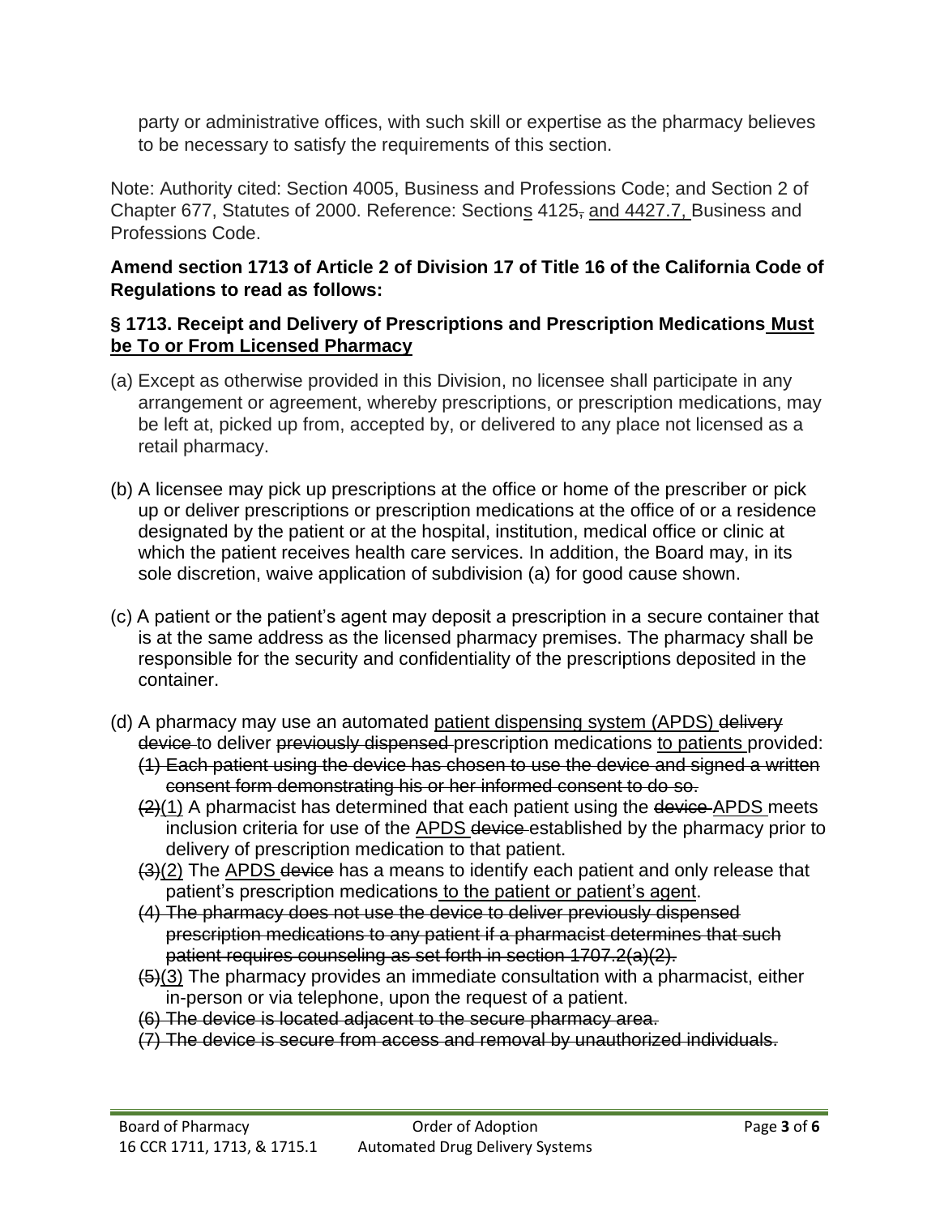party or administrative offices, with such skill or expertise as the pharmacy believes to be necessary to satisfy the requirements of this section.

Note: Authority cited: Section 4005, Business and Professions Code; and Section 2 of Chapter 677, Statutes of 2000. Reference: Section<u>s</u> 4125~~,~~ <u>and 4427.7,</u> Business and Professions Code.

**Amend section 1713 of Article 2 of Division 17 of Title 16 of the California Code of Regulations to read as follows:**

**§ 1713. Receipt and Delivery of Prescriptions and Prescription Medications <u>Must be To or From Licensed Pharmacy</u>**

(a) Except as otherwise provided in this Division, no licensee shall participate in any arrangement or agreement, whereby prescriptions, or prescription medications, may be left at, picked up from, accepted by, or delivered to any place not licensed as a retail pharmacy.

(b) A licensee may pick up prescriptions at the office or home of the prescriber or pick up or deliver prescriptions or prescription medications at the office of or a residence designated by the patient or at the hospital, institution, medical office or clinic at which the patient receives health care services. In addition, the Board may, in its sole discretion, waive application of subdivision (a) for good cause shown.

(c) A patient or the patient's agent may deposit a prescription in a secure container that is at the same address as the licensed pharmacy premises. The pharmacy shall be responsible for the security and confidentiality of the prescriptions deposited in the container.

(d) A pharmacy may use an automated <u>patient dispensing system (APDS)</u> ~~delivery device~~ to deliver ~~previously dispensed~~ prescription medications <u>to patients</u> provided:

~~(1) Each patient using the device has chosen to use the device and signed a written consent form demonstrating his or her informed consent to do so.~~

~~(2)~~<u>(1)</u> A pharmacist has determined that each patient using the ~~device~~ <u>APDS</u> meets inclusion criteria for use of the <u>APDS</u> ~~device~~ established by the pharmacy prior to delivery of prescription medication to that patient.

~~(3)~~<u>(2)</u> The <u>APDS</u> ~~device~~ has a means to identify each patient and only release that patient's prescription medications <u>to the patient or patient's agent</u>.

~~(4) The pharmacy does not use the device to deliver previously dispensed prescription medications to any patient if a pharmacist determines that such patient requires counseling as set forth in section 1707.2(a)(2).~~

~~(5)~~<u>(3)</u> The pharmacy provides an immediate consultation with a pharmacist, either in-person or via telephone, upon the request of a patient.

~~(6) The device is located adjacent to the secure pharmacy area.~~

~~(7) The device is secure from access and removal by unauthorized individuals.~~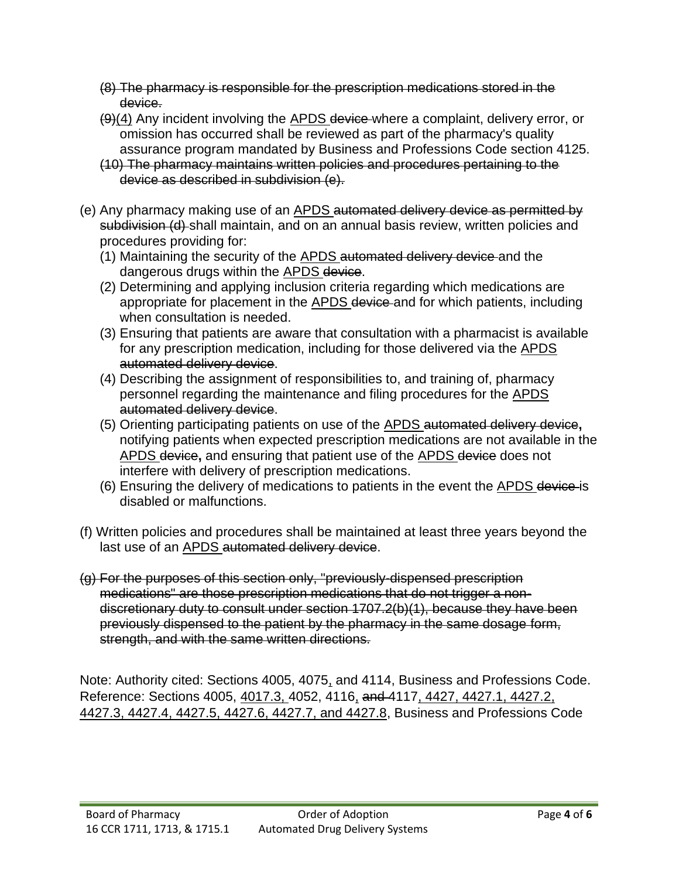~~(8) The pharmacy is responsible for the prescription medications stored in the device.~~

~~(9)~~<u>(4)</u> Any incident involving the <u>APDS</u> ~~device~~ where a complaint, delivery error, or omission has occurred shall be reviewed as part of the pharmacy's quality assurance program mandated by Business and Professions Code section 4125.

~~(10) The pharmacy maintains written policies and procedures pertaining to the device as described in subdivision (e).~~

(e) Any pharmacy making use of an <u>APDS</u> ~~automated delivery device as permitted by subdivision (d)~~ shall maintain, and on an annual basis review, written policies and procedures providing for:

(1) Maintaining the security of the <u>APDS</u> ~~automated delivery device~~ and the dangerous drugs within the <u>APDS</u> ~~device~~.

(2) Determining and applying inclusion criteria regarding which medications are appropriate for placement in the <u>APDS</u> ~~device~~ and for which patients, including when consultation is needed.

(3) Ensuring that patients are aware that consultation with a pharmacist is available for any prescription medication, including for those delivered via the <u>APDS</u> ~~automated delivery device~~.

(4) Describing the assignment of responsibilities to, and training of, pharmacy personnel regarding the maintenance and filing procedures for the <u>APDS</u> ~~automated delivery device~~.

(5) Orienting participating patients on use of the <u>APDS</u> ~~automated delivery device~~**,** notifying patients when expected prescription medications are not available in the <u>APDS</u> ~~device~~**,** and ensuring that patient use of the <u>APDS</u> ~~device~~ does not interfere with delivery of prescription medications.

(6) Ensuring the delivery of medications to patients in the event the <u>APDS</u> ~~device~~ is disabled or malfunctions.

(f) Written policies and procedures shall be maintained at least three years beyond the last use of an <u>APDS</u> ~~automated delivery device~~.

~~(g) For the purposes of this section only, "previously-dispensed prescription medications" are those prescription medications that do not trigger a non-discretionary duty to consult under section 1707.2(b)(1), because they have been previously dispensed to the patient by the pharmacy in the same dosage form, strength, and with the same written directions.~~

Note: Authority cited: Sections 4005, 4075<u>,</u> and 4114, Business and Professions Code. Reference: Sections 4005, <u>4017.3,</u> 4052, 4116<u>,</u> ~~and~~ 4117<u>, 4427, 4427.1, 4427.2, 4427.3, 4427.4, 4427.5, 4427.6, 4427.7, and 4427.8</u>, Business and Professions Code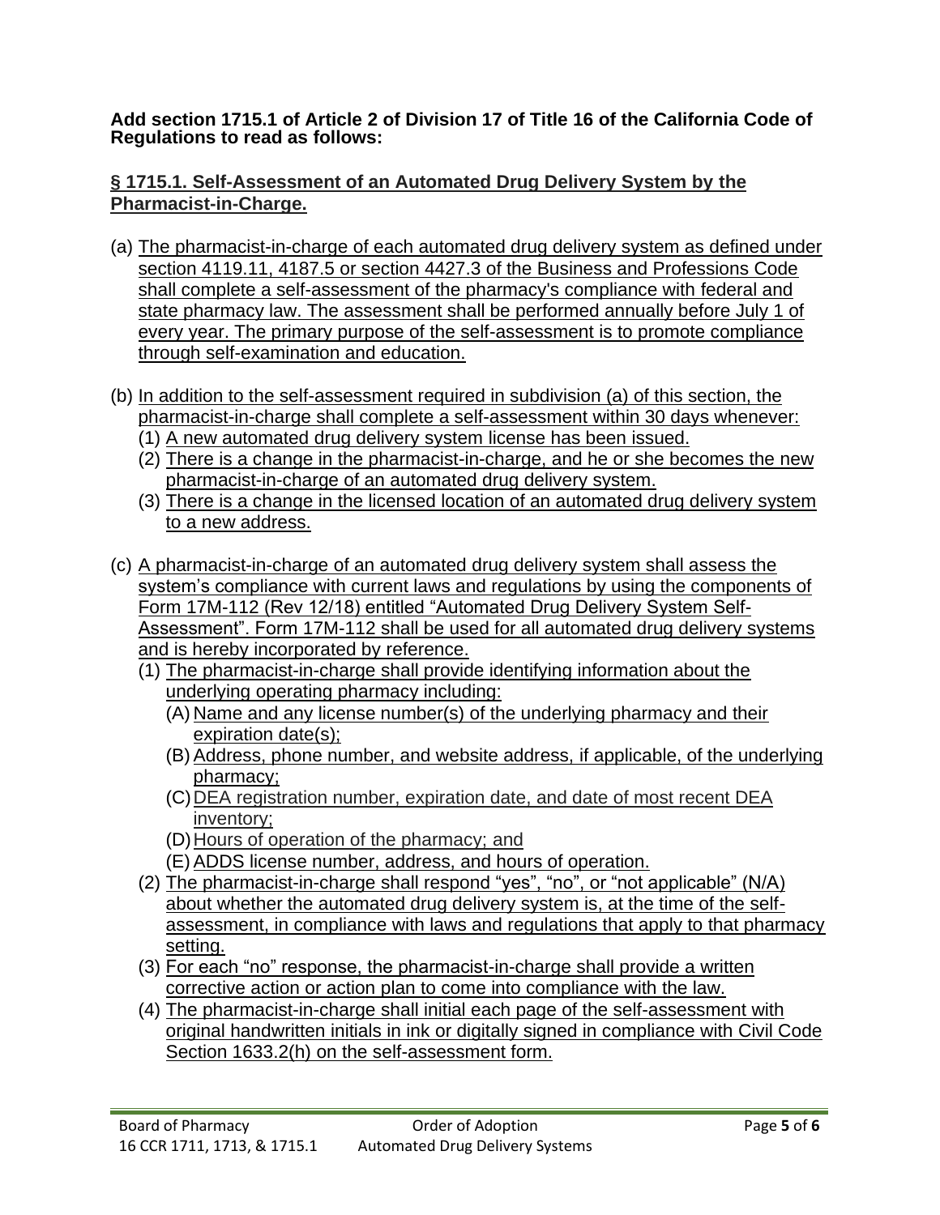**Add section 1715.1 of Article 2 of Division 17 of Title 16 of the California Code of Regulations to read as follows:**

**§ 1715.1. Self-Assessment of an Automated Drug Delivery System by the Pharmacist-in-Charge.**

(a) The pharmacist-in-charge of each automated drug delivery system as defined under section 4119.11, 4187.5 or section 4427.3 of the Business and Professions Code shall complete a self-assessment of the pharmacy's compliance with federal and state pharmacy law. The assessment shall be performed annually before July 1 of every year. The primary purpose of the self-assessment is to promote compliance through self-examination and education.

(b) In addition to the self-assessment required in subdivision (a) of this section, the pharmacist-in-charge shall complete a self-assessment within 30 days whenever:
  - (1) A new automated drug delivery system license has been issued.
  - (2) There is a change in the pharmacist-in-charge, and he or she becomes the new pharmacist-in-charge of an automated drug delivery system.
  - (3) There is a change in the licensed location of an automated drug delivery system to a new address.

(c) A pharmacist-in-charge of an automated drug delivery system shall assess the system's compliance with current laws and regulations by using the components of Form 17M-112 (Rev 12/18) entitled "Automated Drug Delivery System Self-Assessment". Form 17M-112 shall be used for all automated drug delivery systems and is hereby incorporated by reference.
  - (1) The pharmacist-in-charge shall provide identifying information about the underlying operating pharmacy including:
    - (A) Name and any license number(s) of the underlying pharmacy and their expiration date(s);
    - (B) Address, phone number, and website address, if applicable, of the underlying pharmacy;
    - (C) DEA registration number, expiration date, and date of most recent DEA inventory;
    - (D) Hours of operation of the pharmacy; and
    - (E) ADDS license number, address, and hours of operation.
  - (2) The pharmacist-in-charge shall respond "yes", "no", or "not applicable" (N/A) about whether the automated drug delivery system is, at the time of the self-assessment, in compliance with laws and regulations that apply to that pharmacy setting.
  - (3) For each "no" response, the pharmacist-in-charge shall provide a written corrective action or action plan to come into compliance with the law.
  - (4) The pharmacist-in-charge shall initial each page of the self-assessment with original handwritten initials in ink or digitally signed in compliance with Civil Code Section 1633.2(h) on the self-assessment form.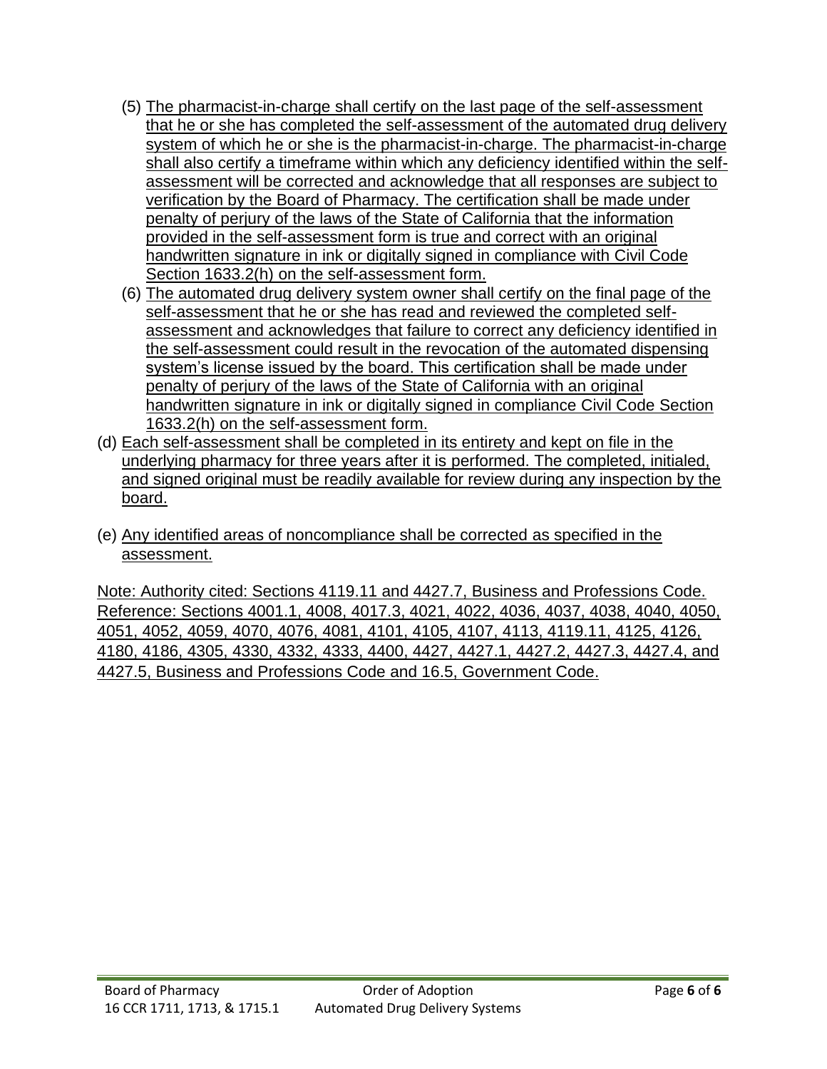(5) The pharmacist-in-charge shall certify on the last page of the self-assessment that he or she has completed the self-assessment of the automated drug delivery system of which he or she is the pharmacist-in-charge. The pharmacist-in-charge shall also certify a timeframe within which any deficiency identified within the self-assessment will be corrected and acknowledge that all responses are subject to verification by the Board of Pharmacy. The certification shall be made under penalty of perjury of the laws of the State of California that the information provided in the self-assessment form is true and correct with an original handwritten signature in ink or digitally signed in compliance with Civil Code Section 1633.2(h) on the self-assessment form.

(6) The automated drug delivery system owner shall certify on the final page of the self-assessment that he or she has read and reviewed the completed self-assessment and acknowledges that failure to correct any deficiency identified in the self-assessment could result in the revocation of the automated dispensing system's license issued by the board. This certification shall be made under penalty of perjury of the laws of the State of California with an original handwritten signature in ink or digitally signed in compliance Civil Code Section 1633.2(h) on the self-assessment form.

(d) Each self-assessment shall be completed in its entirety and kept on file in the underlying pharmacy for three years after it is performed. The completed, initialed, and signed original must be readily available for review during any inspection by the board.

(e) Any identified areas of noncompliance shall be corrected as specified in the assessment.

Note: Authority cited: Sections 4119.11 and 4427.7, Business and Professions Code. Reference: Sections 4001.1, 4008, 4017.3, 4021, 4022, 4036, 4037, 4038, 4040, 4050, 4051, 4052, 4059, 4070, 4076, 4081, 4101, 4105, 4107, 4113, 4119.11, 4125, 4126, 4180, 4186, 4305, 4330, 4332, 4333, 4400, 4427, 4427.1, 4427.2, 4427.3, 4427.4, and 4427.5, Business and Professions Code and 16.5, Government Code.